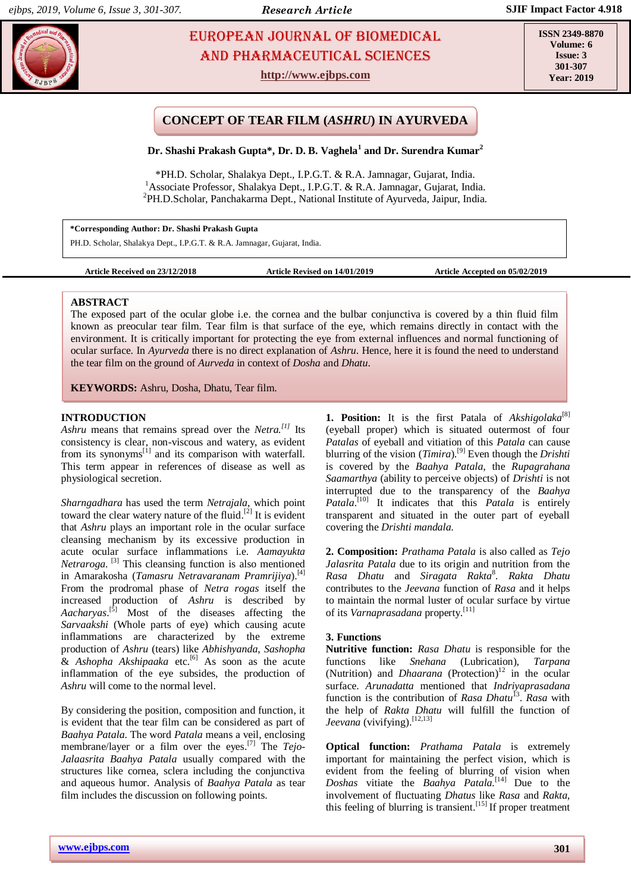# CONCEPT OF TEAR FILM (*ASHRU*) IN AYURVEDA

**Dr. Shashi Prakash Gupta\*, Dr. D. B. Vaghela[1] and Dr. Surendra Kumar[2]**

\*PH.D. Scholar, Shalakya Dept., I.P.G.T. & R.A. Jamnagar, Gujarat, India.
[1]Associate Professor, Shalakya Dept., I.P.G.T. & R.A. Jamnagar, Gujarat, India.
[2]PH.D.Scholar, Panchakarma Dept., National Institute of Ayurveda, Jaipur, India.

**\*Corresponding Author: Dr. Shashi Prakash Gupta**
PH.D. Scholar, Shalakya Dept., I.P.G.T. & R.A. Jamnagar, Gujarat, India.

**Article Received on 23/12/2018** **Article Revised on 14/01/2019** **Article Accepted on 05/02/2019**

## ABSTRACT

The exposed part of the ocular globe i.e. the cornea and the bulbar conjunctiva is covered by a thin fluid film known as preocular tear film. Tear film is that surface of the eye, which remains directly in contact with the environment. It is critically important for protecting the eye from external influences and normal functioning of ocular surface. In *Ayurveda* there is no direct explanation of *Ashru*. Hence, here it is found the need to understand the tear film on the ground of *Aurveda* in context of *Dosha* and *Dhatu*.

**KEYWORDS:** Ashru, Dosha, Dhatu, Tear film.

## INTRODUCTION

*Ashru* means that remains spread over the *Netra.*[1] Its consistency is clear, non-viscous and watery, as evident from its synonyms[1] and its comparison with waterfall. This term appear in references of disease as well as physiological secretion.

*Sharngadhara* has used the term *Netrajala*, which point toward the clear watery nature of the fluid.[2] It is evident that *Ashru* plays an important role in the ocular surface cleansing mechanism by its excessive production in acute ocular surface inflammations i.e. *Aamayukta Netraroga*. [3] This cleansing function is also mentioned in Amarakosha (*Tamasru Netravaranam Pramrijiya*).[4] From the prodromal phase of *Netra rogas* itself the increased production of *Ashru* is described by *Aacharyas*.[5] Most of the diseases affecting the *Sarvaakshi* (Whole parts of eye) which causing acute inflammations are characterized by the extreme production of *Ashru* (tears) like *Abhishyanda*, *Sashopha* & *Ashopha Akshipaaka* etc.[6] As soon as the acute inflammation of the eye subsides, the production of *Ashru* will come to the normal level.

By considering the position, composition and function, it is evident that the tear film can be considered as part of *Baahya Patala*. The word *Patala* means a veil, enclosing membrane/layer or a film over the eyes.[7] The *Tejo-Jalaasrita Baahya Patala* usually compared with the structures like cornea, sclera including the conjunctiva and aqueous humor. Analysis of *Baahya Patala* as tear film includes the discussion on following points.

**1. Position:** It is the first Patala of *Akshigolaka*[8] (eyeball proper) which is situated outermost of four *Patalas* of eyeball and vitiation of this *Patala* can cause blurring of the vision (*Timira*).[9] Even though the *Drishti* is covered by the *Baahya Patala*, the *Rupagrahana Saamarthya* (ability to perceive objects) of *Drishti* is not interrupted due to the transparency of the *Baahya Patala*.[10] It indicates that this *Patala* is entirely transparent and situated in the outer part of eyeball covering the *Drishti mandala.*

**2. Composition:** *Prathama Patala* is also called as *Tejo Jalasrita Patala* due to its origin and nutrition from the *Rasa Dhatu* and *Siragata Rakta*[8]. *Rakta Dhatu* contributes to the *Jeevana* function of *Rasa* and it helps to maintain the normal luster of ocular surface by virtue of its *Varnaprasadana* property.[11]

**3. Functions**

**Nutritive function:** *Rasa Dhatu* is responsible for the functions like *Snehana* (Lubrication), *Tarpana* (Nutrition) and *Dhaarana* (Protection)[12] in the ocular surface. *Arunadatta* mentioned that *Indriyaprasadana* function is the contribution of *Rasa Dhatu*[13]. *Rasa* with the help of *Rakta Dhatu* will fulfill the function of *Jeevana* (vivifying).[12,13]

**Optical function:** *Prathama Patala* is extremely important for maintaining the perfect vision, which is evident from the feeling of blurring of vision when *Doshas* vitiate the *Baahya Patala.*[14] Due to the involvement of fluctuating *Dhatus* like *Rasa* and *Rakta*, this feeling of blurring is transient.[15] If proper treatment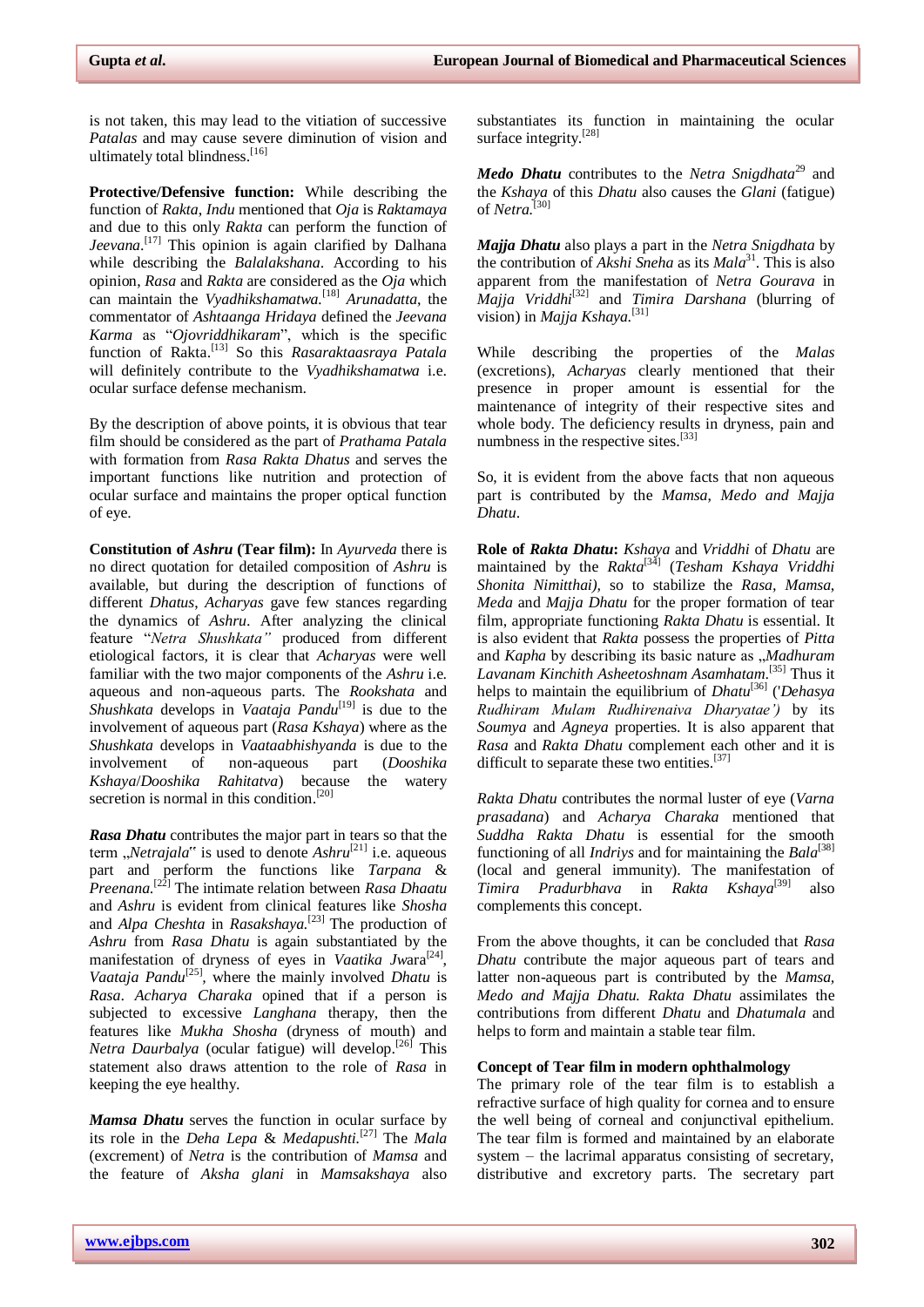is not taken, this may lead to the vitiation of successive *Patalas* and may cause severe diminution of vision and ultimately total blindness.[16]

**Protective/Defensive function:** While describing the function of *Rakta*, *Indu* mentioned that *Oja* is *Raktamaya* and due to this only *Rakta* can perform the function of *Jeevana*.[17] This opinion is again clarified by Dalhana while describing the *Balalakshana*. According to his opinion, *Rasa* and *Rakta* are considered as the *Oja* which can maintain the *Vyadhikshamatwa*.[18] *Arunadatta*, the commentator of *Ashtaanga Hridaya* defined the *Jeevana Karma* as "*Ojovriddhikaram*", which is the specific function of Rakta.[13] So this *Rasaraktaasraya Patala* will definitely contribute to the *Vyadhikshamatwa* i.e. ocular surface defense mechanism.

By the description of above points, it is obvious that tear film should be considered as the part of *Prathama Patala* with formation from *Rasa Rakta Dhatus* and serves the important functions like nutrition and protection of ocular surface and maintains the proper optical function of eye.

**Constitution of *Ashru* (Tear film):** In *Ayurveda* there is no direct quotation for detailed composition of *Ashru* is available, but during the description of functions of different *Dhatus*, *Acharyas* gave few stances regarding the dynamics of *Ashru*. After analyzing the clinical feature "*Netra Shushkata"* produced from different etiological factors, it is clear that *Acharyas* were well familiar with the two major components of the *Ashru* i.e. aqueous and non-aqueous parts. The *Rookshata* and *Shushkata* develops in *Vaataja Pandu*[19] is due to the involvement of aqueous part (*Rasa Kshaya*) where as the *Shushkata* develops in *Vaataabhishyanda* is due to the involvement of non-aqueous part (*Dooshika Kshaya*/*Dooshika Rahitatva*) because the watery secretion is normal in this condition.[20]

***Rasa Dhatu*** contributes the major part in tears so that the term „*Netrajala*" is used to denote *Ashru*[21] i.e. aqueous part and perform the functions like *Tarpana* & *Preenana*.[22] The intimate relation between *Rasa Dhaatu* and *Ashru* is evident from clinical features like *Shosha* and *Alpa Cheshta* in *Rasakshaya*.[23] The production of *Ashru* from *Rasa Dhatu* is again substantiated by the manifestation of dryness of eyes in *Vaatika Jw*ara[24], *Vaataja Pandu*[25], where the mainly involved *Dhatu* is *Rasa*. *Acharya Charaka* opined that if a person is subjected to excessive *Langhana* therapy, then the features like *Mukha Shosha* (dryness of mouth) and *Netra Daurbalya* (ocular fatigue) will develop.[26] This statement also draws attention to the role of *Rasa* in keeping the eye healthy.

***Mamsa Dhatu*** serves the function in ocular surface by its role in the *Deha Lepa* & *Medapushti*.[27] The *Mala* (excrement) of *Netra* is the contribution of *Mamsa* and the feature of *Aksha glani* in *Mamsakshaya* also substantiates its function in maintaining the ocular surface integrity.[28]

***Medo Dhatu*** contributes to the *Netra Snigdhata*[29] and the *Kshaya* of this *Dhatu* also causes the *Glani* (fatigue) of *Netra*.[30]

***Majja Dhatu*** also plays a part in the *Netra Snigdhata* by the contribution of *Akshi Sneha* as its *Mala*[31]. This is also apparent from the manifestation of *Netra Gourava* in *Majja Vriddhi*[32] and *Timira Darshana* (blurring of vision) in *Majja Kshaya*.[31]

While describing the properties of the *Malas* (excretions), *Acharyas* clearly mentioned that their presence in proper amount is essential for the maintenance of integrity of their respective sites and whole body. The deficiency results in dryness, pain and numbness in the respective sites.[33]

So, it is evident from the above facts that non aqueous part is contributed by the *Mamsa, Medo and Majja Dhatu*.

**Role of *Rakta Dhatu*:** *Kshaya* and *Vriddhi* of *Dhatu* are maintained by the *Rakta*[34] (*Tesham Kshaya Vriddhi Shonita Nimitthai),* so to stabilize the *Rasa, Mamsa, Meda* and *Majja Dhatu* for the proper formation of tear film, appropriate functioning *Rakta Dhatu* is essential. It is also evident that *Rakta* possess the properties of *Pitta* and *Kapha* by describing its basic nature as „*Madhuram Lavanam Kinchith Asheetoshnam Asamhatam*.[35] Thus it helps to maintain the equilibrium of *Dhatu*[36] ('*Dehasya Rudhiram Mulam Rudhirenaiva Dharyatae')* by its *Soumya* and *Agneya* properties. It is also apparent that *Rasa* and *Rakta Dhatu* complement each other and it is difficult to separate these two entities.[37]

*Rakta Dhatu* contributes the normal luster of eye (*Varna prasadana*) and *Acharya Charaka* mentioned that *Suddha Rakta Dhatu* is essential for the smooth functioning of all *Indriys* and for maintaining the *Bala*[38] (local and general immunity). The manifestation of *Timira Pradurbhava* in *Rakta Kshaya*[39] also complements this concept.

From the above thoughts, it can be concluded that *Rasa Dhatu* contribute the major aqueous part of tears and latter non-aqueous part is contributed by the *Mamsa, Medo and Majja Dhatu. Rakta Dhatu* assimilates the contributions from different *Dhatu* and *Dhatumala* and helps to form and maintain a stable tear film.

**Concept of Tear film in modern ophthalmology**

The primary role of the tear film is to establish a refractive surface of high quality for cornea and to ensure the well being of corneal and conjunctival epithelium. The tear film is formed and maintained by an elaborate system – the lacrimal apparatus consisting of secretary, distributive and excretory parts. The secretary part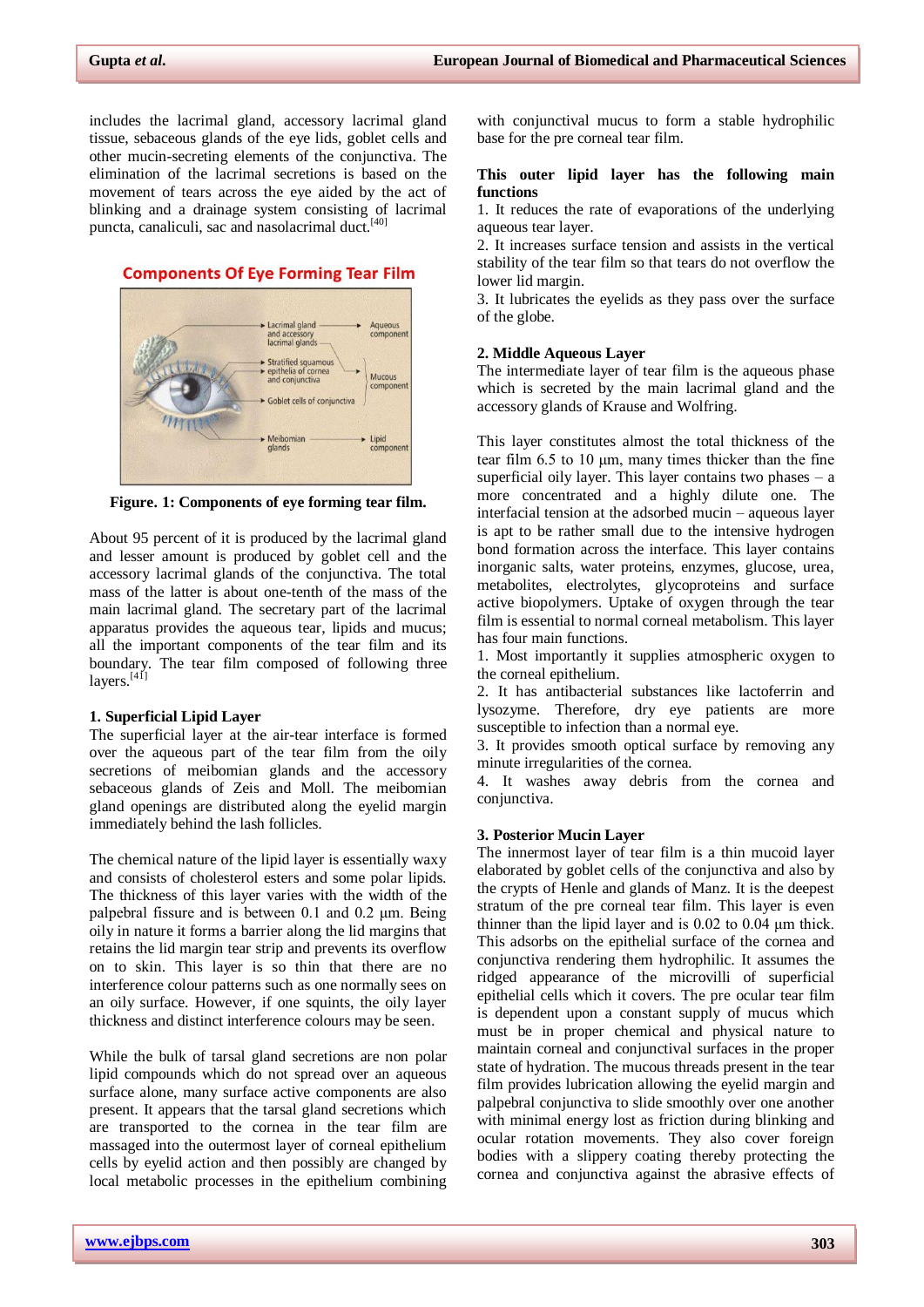includes the lacrimal gland, accessory lacrimal gland tissue, sebaceous glands of the eye lids, goblet cells and other mucin-secreting elements of the conjunctiva. The elimination of the lacrimal secretions is based on the movement of tears across the eye aided by the act of blinking and a drainage system consisting of lacrimal puncta, canaliculi, sac and nasolacrimal duct.[40]

**Components Of Eye Forming Tear Film**

**Figure. 1: Components of eye forming tear film.**

About 95 percent of it is produced by the lacrimal gland and lesser amount is produced by goblet cell and the accessory lacrimal glands of the conjunctiva. The total mass of the latter is about one-tenth of the mass of the main lacrimal gland. The secretary part of the lacrimal apparatus provides the aqueous tear, lipids and mucus; all the important components of the tear film and its boundary. The tear film composed of following three layers.[41]

### 1. Superficial Lipid Layer

The superficial layer at the air-tear interface is formed over the aqueous part of the tear film from the oily secretions of meibomian glands and the accessory sebaceous glands of Zeis and Moll. The meibomian gland openings are distributed along the eyelid margin immediately behind the lash follicles.

The chemical nature of the lipid layer is essentially waxy and consists of cholesterol esters and some polar lipids. The thickness of this layer varies with the width of the palpebral fissure and is between 0.1 and 0.2 µm. Being oily in nature it forms a barrier along the lid margins that retains the lid margin tear strip and prevents its overflow on to skin. This layer is so thin that there are no interference colour patterns such as one normally sees on an oily surface. However, if one squints, the oily layer thickness and distinct interference colours may be seen.

While the bulk of tarsal gland secretions are non polar lipid compounds which do not spread over an aqueous surface alone, many surface active components are also present. It appears that the tarsal gland secretions which are transported to the cornea in the tear film are massaged into the outermost layer of corneal epithelium cells by eyelid action and then possibly are changed by local metabolic processes in the epithelium combining with conjunctival mucus to form a stable hydrophilic base for the pre corneal tear film.

**This outer lipid layer has the following main functions**

1. It reduces the rate of evaporations of the underlying aqueous tear layer.
2. It increases surface tension and assists in the vertical stability of the tear film so that tears do not overflow the lower lid margin.
3. It lubricates the eyelids as they pass over the surface of the globe.

### 2. Middle Aqueous Layer

The intermediate layer of tear film is the aqueous phase which is secreted by the main lacrimal gland and the accessory glands of Krause and Wolfring.

This layer constitutes almost the total thickness of the tear film 6.5 to 10 µm, many times thicker than the fine superficial oily layer. This layer contains two phases – a more concentrated and a highly dilute one. The interfacial tension at the adsorbed mucin – aqueous layer is apt to be rather small due to the intensive hydrogen bond formation across the interface. This layer contains inorganic salts, water proteins, enzymes, glucose, urea, metabolites, electrolytes, glycoproteins and surface active biopolymers. Uptake of oxygen through the tear film is essential to normal corneal metabolism. This layer has four main functions.

1. Most importantly it supplies atmospheric oxygen to the corneal epithelium.
2. It has antibacterial substances like lactoferrin and lysozyme. Therefore, dry eye patients are more susceptible to infection than a normal eye.
3. It provides smooth optical surface by removing any minute irregularities of the cornea.
4. It washes away debris from the cornea and conjunctiva.

### 3. Posterior Mucin Layer

The innermost layer of tear film is a thin mucoid layer elaborated by goblet cells of the conjunctiva and also by the crypts of Henle and glands of Manz. It is the deepest stratum of the pre corneal tear film. This layer is even thinner than the lipid layer and is 0.02 to 0.04 µm thick. This adsorbs on the epithelial surface of the cornea and conjunctiva rendering them hydrophilic. It assumes the ridged appearance of the microvilli of superficial epithelial cells which it covers. The pre ocular tear film is dependent upon a constant supply of mucus which must be in proper chemical and physical nature to maintain corneal and conjunctival surfaces in the proper state of hydration. The mucous threads present in the tear film provides lubrication allowing the eyelid margin and palpebral conjunctiva to slide smoothly over one another with minimal energy lost as friction during blinking and ocular rotation movements. They also cover foreign bodies with a slippery coating thereby protecting the cornea and conjunctiva against the abrasive effects of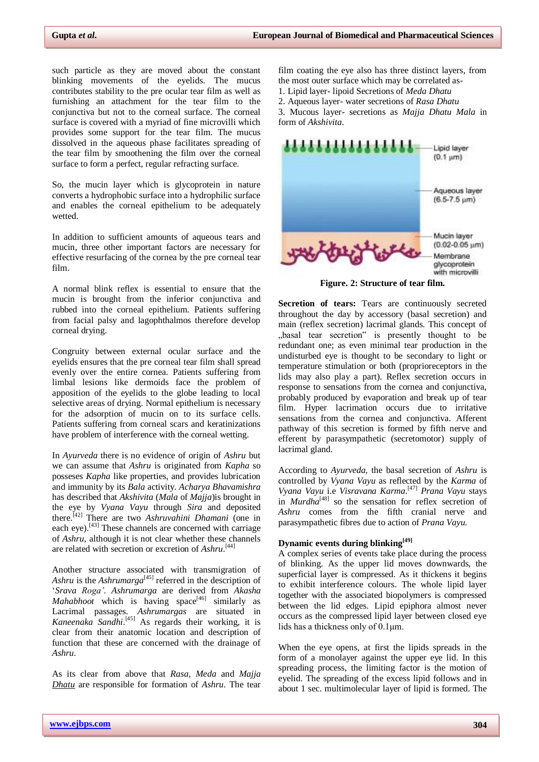such particle as they are moved about the constant blinking movements of the eyelids. The mucus contributes stability to the pre ocular tear film as well as furnishing an attachment for the tear film to the conjunctiva but not to the corneal surface. The corneal surface is covered with a myriad of fine microvilli which provides some support for the tear film. The mucus dissolved in the aqueous phase facilitates spreading of the tear film by smoothening the film over the corneal surface to form a perfect, regular refracting surface.

So, the mucin layer which is glycoprotein in nature converts a hydrophobic surface into a hydrophilic surface and enables the corneal epithelium to be adequately wetted.

In addition to sufficient amounts of aqueous tears and mucin, three other important factors are necessary for effective resurfacing of the cornea by the pre corneal tear film.

A normal blink reflex is essential to ensure that the mucin is brought from the inferior conjunctiva and rubbed into the corneal epithelium. Patients suffering from facial palsy and lagophthalmos therefore develop corneal drying.

Congruity between external ocular surface and the eyelids ensures that the pre corneal tear film shall spread evenly over the entire cornea. Patients suffering from limbal lesions like dermoids face the problem of apposition of the eyelids to the globe leading to local selective areas of drying. Normal epithelium is necessary for the adsorption of mucin on to its surface cells. Patients suffering from corneal scars and keratinizations have problem of interference with the corneal wetting.

In *Ayurveda* there is no evidence of origin of *Ashru* but we can assume that *Ashru* is originated from *Kapha* so posseses *Kapha* like properties, and provides lubrication and immunity by its *Bala* activity. *Acharya Bhavamishra* has described that *Akshivita* (*Mala* of *Majja*)is brought in the eye by *Vyana Vayu* through *Sira* and deposited there.[42] There are two *Ashruvahini Dhamani* (one in each eye).[43] These channels are concerned with carriage of *Ashru*, although it is not clear whether these channels are related with secretion or excretion of *Ashru*.[44]

Another structure associated with transmigration of *Ashru* is the *Ashrumarga*[45] referred in the description of '*Srava Roga'*. *Ashrumarga* are derived from *Akasha Mahabhoot* which is having space[46] similarly as Lacrimal passages. *Ashrumargas* are situated in *Kaneenaka Sandhi*.[45] As regards their working, it is clear from their anatomic location and description of function that these are concerned with the drainage of *Ashru*.

As its clear from above that *Rasa*, *Meda* and *Majja Dhatu* are responsible for formation of *Ashru*. The tear film coating the eye also has three distinct layers, from the most outer surface which may be correlated as-

1. Lipid layer- lipoid Secretions of *Meda Dhatu*
2. Aqueous layer- water secretions of *Rasa Dhatu*
3. Mucous layer- secretions as *Majja Dhatu Mala* in form of *Akshivita*.

Lipid layer (0.1 µm)

Aqueous layer (6.5-7.5 µm)

Mucin layer (0.02-0.05 µm)

Membrane glycoprotein with microvilli

**Figure. 2: Structure of tear film.**

**Secretion of tears:** Tears are continuously secreted throughout the day by accessory (basal secretion) and main (reflex secretion) lacrimal glands. This concept of „basal tear secretion" is presently thought to be redundant one; as even minimal tear production in the undisturbed eye is thought to be secondary to light or temperature stimulation or both (proprioreceptors in the lids may also play a part). Reflex secretion occurs in response to sensations from the cornea and conjunctiva, probably produced by evaporation and break up of tear film. Hyper lacrimation occurs due to irritative sensations from the cornea and conjunctiva. Afferent pathway of this secretion is formed by fifth nerve and efferent by parasympathetic (secretomotor) supply of lacrimal gland.

According to *Ayurveda*, the basal secretion of *Ashru* is controlled by *Vyana Vayu* as reflected by the *Karma* of *Vyana Vayu* i.e *Visravana Karma*.[47] *Prana Vayu* stays in *Murdha*[48] so the sensation for reflex secretion of *Ashru* comes from the fifth cranial nerve and parasympathetic fibres due to action of *Prana Vayu.*

### Dynamic events during blinking[49]

A complex series of events take place during the process of blinking. As the upper lid moves downwards, the superficial layer is compressed. As it thickens it begins to exhibit interference colours. The whole lipid layer together with the associated biopolymers is compressed between the lid edges. Lipid epiphora almost never occurs as the compressed lipid layer between closed eye lids has a thickness only of 0.1µm.

When the eye opens, at first the lipids spreads in the form of a monolayer against the upper eye lid. In this spreading process, the limiting factor is the motion of eyelid. The spreading of the excess lipid follows and in about 1 sec. multimolecular layer of lipid is formed. The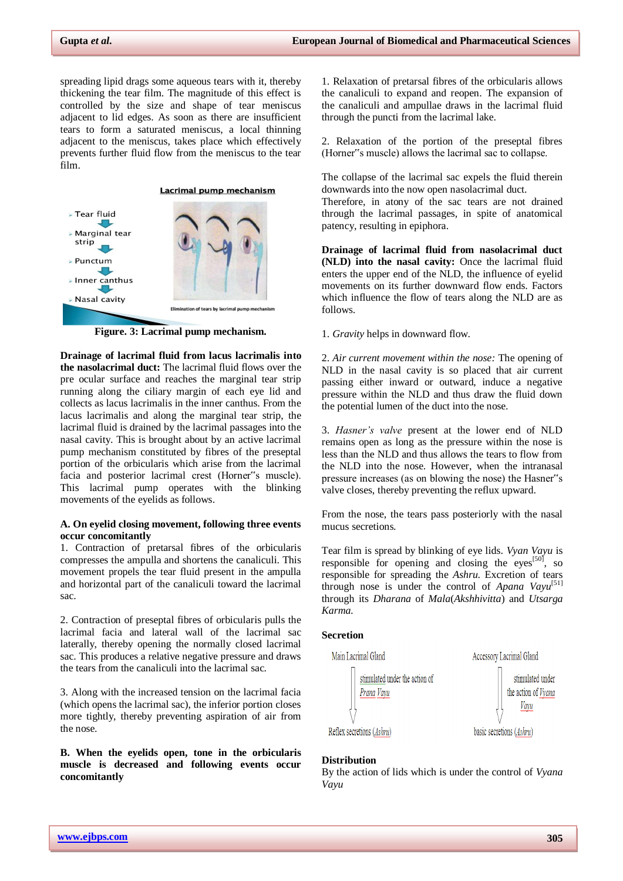spreading lipid drags some aqueous tears with it, thereby thickening the tear film. The magnitude of this effect is controlled by the size and shape of tear meniscus adjacent to lid edges. As soon as there are insufficient tears to form a saturated meniscus, a local thinning adjacent to the meniscus, takes place which effectively prevents further fluid flow from the meniscus to the tear film.

**Lacrimal pump mechanism**

- Tear fluid
- Marginal tear strip
- Punctum
- Inner canthus
- Nasal cavity

Elimination of tears by lacrimal pump mechanism

**Figure. 3: Lacrimal pump mechanism.**

**Drainage of lacrimal fluid from lacus lacrimalis into the nasolacrimal duct:** The lacrimal fluid flows over the pre ocular surface and reaches the marginal tear strip running along the ciliary margin of each eye lid and collects as lacus lacrimalis in the inner canthus. From the lacus lacrimalis and along the marginal tear strip, the lacrimal fluid is drained by the lacrimal passages into the nasal cavity. This is brought about by an active lacrimal pump mechanism constituted by fibres of the preseptal portion of the orbicularis which arise from the lacrimal facia and posterior lacrimal crest (Horner"s muscle). This lacrimal pump operates with the blinking movements of the eyelids as follows.

**A. On eyelid closing movement, following three events occur concomitantly**

1. Contraction of pretarsal fibres of the orbicularis compresses the ampulla and shortens the canaliculi. This movement propels the tear fluid present in the ampulla and horizontal part of the canaliculi toward the lacrimal sac.

2. Contraction of preseptal fibres of orbicularis pulls the lacrimal facia and lateral wall of the lacrimal sac laterally, thereby opening the normally closed lacrimal sac. This produces a relative negative pressure and draws the tears from the canaliculi into the lacrimal sac.

3. Along with the increased tension on the lacrimal facia (which opens the lacrimal sac), the inferior portion closes more tightly, thereby preventing aspiration of air from the nose.

**B. When the eyelids open, tone in the orbicularis muscle is decreased and following events occur concomitantly**

1. Relaxation of pretarsal fibres of the orbicularis allows the canaliculi to expand and reopen. The expansion of the canaliculi and ampullae draws in the lacrimal fluid through the puncti from the lacrimal lake.

2. Relaxation of the portion of the preseptal fibres (Horner"s muscle) allows the lacrimal sac to collapse.

The collapse of the lacrimal sac expels the fluid therein downwards into the now open nasolacrimal duct.
Therefore, in atony of the sac tears are not drained through the lacrimal passages, in spite of anatomical patency, resulting in epiphora.

**Drainage of lacrimal fluid from nasolacrimal duct (NLD) into the nasal cavity:** Once the lacrimal fluid enters the upper end of the NLD, the influence of eyelid movements on its further downward flow ends. Factors which influence the flow of tears along the NLD are as follows.

1. *Gravity* helps in downward flow.

2. *Air current movement within the nose:* The opening of NLD in the nasal cavity is so placed that air current passing either inward or outward, induce a negative pressure within the NLD and thus draw the fluid down the potential lumen of the duct into the nose.

3. *Hasner's valve* present at the lower end of NLD remains open as long as the pressure within the nose is less than the NLD and thus allows the tears to flow from the NLD into the nose. However, when the intranasal pressure increases (as on blowing the nose) the Hasner"s valve closes, thereby preventing the reflux upward.

From the nose, the tears pass posteriorly with the nasal mucus secretions.

Tear film is spread by blinking of eye lids. *Vyan Vayu* is responsible for opening and closing the eyes[50], so responsible for spreading the *Ashru.* Excretion of tears through nose is under the control of *Apana Vayu*[51] through its *Dharana* of *Mala*(*Akshhivitta*) and *Utsarga Karma.*

**Secretion**

Main Lacrimal Gland → stimulated under the action of *Prana Vayu* → Reflex secretions (*Ashru*)

Accessory Lacrimal Gland → stimulated under the action of *Vyana Vayu* → basic secretions (*Ashru*)

**Distribution**

By the action of lids which is under the control of *Vyana Vayu*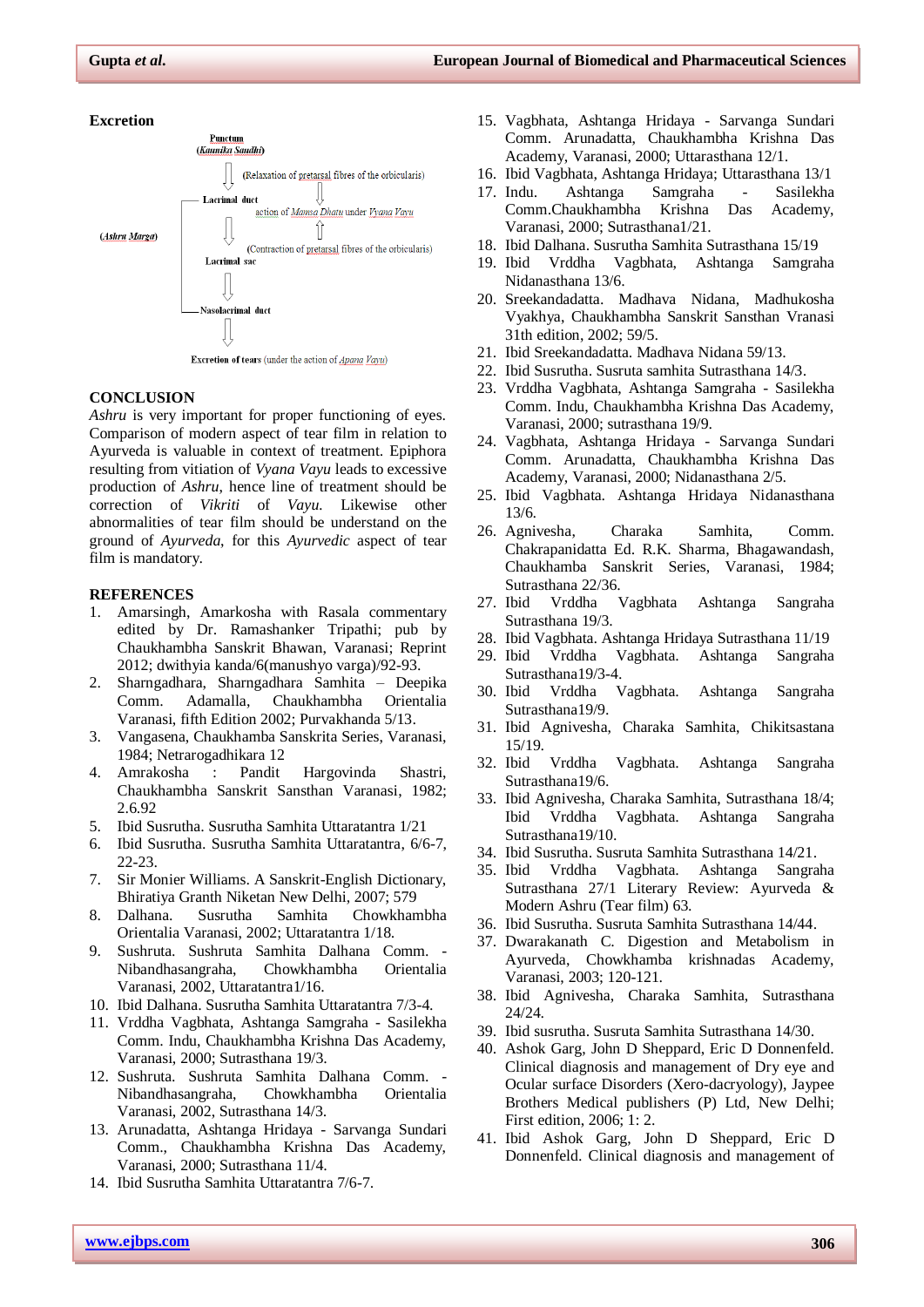**Excretion**

Punctum
(*Kaninika Sandhi*)
⇩ (Relaxation of pretarsal fibres of the orbicularis)
Lacrimal duct
⇩ action of *Mamsa Dhatu* under *Vyana Vayu*
(*Ashru Marga*)
⇩ (Contraction of pretarsal fibres of the orbicularis)
Lacrimal sac
⇩
Nasolacrimal duct
⇩
Excretion of tears (under the action of *Apana Vayu*)

## CONCLUSION

*Ashru* is very important for proper functioning of eyes. Comparison of modern aspect of tear film in relation to Ayurveda is valuable in context of treatment. Epiphora resulting from vitiation of *Vyana Vayu* leads to excessive production of *Ashru*, hence line of treatment should be correction of *Vikriti* of *Vayu.* Likewise other abnormalities of tear film should be understand on the ground of *Ayurveda*, for this *Ayurvedic* aspect of tear film is mandatory.

## REFERENCES

1. Amarsingh, Amarkosha with Rasala commentary edited by Dr. Ramashanker Tripathi; pub by Chaukhambha Sanskrit Bhawan, Varanasi; Reprint 2012; dwithyia kanda/6(manushyo varga)/92-93.
2. Sharngadhara, Sharngadhara Samhita – Deepika Comm. Adamalla, Chaukhambha Orientalia Varanasi, fifth Edition 2002; Purvakhanda 5/13.
3. Vangasena, Chaukhamba Sanskrita Series, Varanasi, 1984; Netrarogadhikara 12
4. Amrakosha : Pandit Hargovinda Shastri, Chaukhambha Sanskrit Sansthan Varanasi, 1982; 2.6.92
5. Ibid Susrutha. Susrutha Samhita Uttaratantra 1/21
6. Ibid Susrutha. Susrutha Samhita Uttaratantra, 6/6-7, 22-23.
7. Sir Monier Williams. A Sanskrit-English Dictionary, Bhiratiya Granth Niketan New Delhi, 2007; 579
8. Dalhana. Susrutha Samhita Chowkhambha Orientalia Varanasi, 2002; Uttaratantra 1/18.
9. Sushruta. Sushruta Samhita Dalhana Comm. - Nibandhasangraha, Chowkhambha Orientalia Varanasi, 2002, Uttaratantra1/16.
10. Ibid Dalhana. Susrutha Samhita Uttaratantra 7/3-4.
11. Vrddha Vagbhata, Ashtanga Samgraha - Sasilekha Comm. Indu, Chaukhambha Krishna Das Academy, Varanasi, 2000; Sutrasthana 19/3.
12. Sushruta. Sushruta Samhita Dalhana Comm. - Nibandhasangraha, Chowkhambha Orientalia Varanasi, 2002, Sutrasthana 14/3.
13. Arunadatta, Ashtanga Hridaya - Sarvanga Sundari Comm., Chaukhambha Krishna Das Academy, Varanasi, 2000; Sutrasthana 11/4.
14. Ibid Susrutha Samhita Uttaratantra 7/6-7.
15. Vagbhata, Ashtanga Hridaya - Sarvanga Sundari Comm. Arunadatta, Chaukhambha Krishna Das Academy, Varanasi, 2000; Uttarasthana 12/1.
16. Ibid Vagbhata, Ashtanga Hridaya; Uttarasthana 13/1
17. Indu. Ashtanga Samgraha - Sasilekha Comm.Chaukhambha Krishna Das Academy, Varanasi, 2000; Sutrasthana1/21.
18. Ibid Dalhana. Susrutha Samhita Sutrasthana 15/19
19. Ibid Vrddha Vagbhata, Ashtanga Samgraha Nidanasthana 13/6.
20. Sreekandadatta. Madhava Nidana, Madhukosha Vyakhya, Chaukhambha Sanskrit Sansthan Vranasi 31th edition, 2002; 59/5.
21. Ibid Sreekandadatta. Madhava Nidana 59/13.
22. Ibid Susrutha. Susruta samhita Sutrasthana 14/3.
23. Vrddha Vagbhata, Ashtanga Samgraha - Sasilekha Comm. Indu, Chaukhambha Krishna Das Academy, Varanasi, 2000; sutrasthana 19/9.
24. Vagbhata, Ashtanga Hridaya - Sarvanga Sundari Comm. Arunadatta, Chaukhambha Krishna Das Academy, Varanasi, 2000; Nidanasthana 2/5.
25. Ibid Vagbhata. Ashtanga Hridaya Nidanasthana 13/6.
26. Agnivesha, Charaka Samhita, Comm. Chakrapanidatta Ed. R.K. Sharma, Bhagawandash, Chaukhamba Sanskrit Series, Varanasi, 1984; Sutrasthana 22/36.
27. Ibid Vrddha Vagbhata Ashtanga Sangraha Sutrasthana 19/3.
28. Ibid Vagbhata. Ashtanga Hridaya Sutrasthana 11/19
29. Ibid Vrddha Vagbhata. Ashtanga Sangraha Sutrasthana19/3-4.
30. Ibid Vrddha Vagbhata. Ashtanga Sangraha Sutrasthana19/9.
31. Ibid Agnivesha, Charaka Samhita, Chikitsastana 15/19.
32. Ibid Vrddha Vagbhata. Ashtanga Sangraha Sutrasthana19/6.
33. Ibid Agnivesha, Charaka Samhita, Sutrasthana 18/4; Ibid Vrddha Vagbhata. Ashtanga Sangraha Sutrasthana19/10.
34. Ibid Susrutha. Susruta Samhita Sutrasthana 14/21.
35. Ibid Vrddha Vagbhata. Ashtanga Sangraha Sutrasthana 27/1 Literary Review: Ayurveda & Modern Ashru (Tear film) 63.
36. Ibid Susrutha. Susruta Samhita Sutrasthana 14/44.
37. Dwarakanath C. Digestion and Metabolism in Ayurveda, Chowkhamba krishnadas Academy, Varanasi, 2003; 120-121.
38. Ibid Agnivesha, Charaka Samhita, Sutrasthana 24/24.
39. Ibid susrutha. Susruta Samhita Sutrasthana 14/30.
40. Ashok Garg, John D Sheppard, Eric D Donnenfeld. Clinical diagnosis and management of Dry eye and Ocular surface Disorders (Xero-dacryology), Jaypee Brothers Medical publishers (P) Ltd, New Delhi; First edition, 2006; 1: 2.
41. Ibid Ashok Garg, John D Sheppard, Eric D Donnenfeld. Clinical diagnosis and management of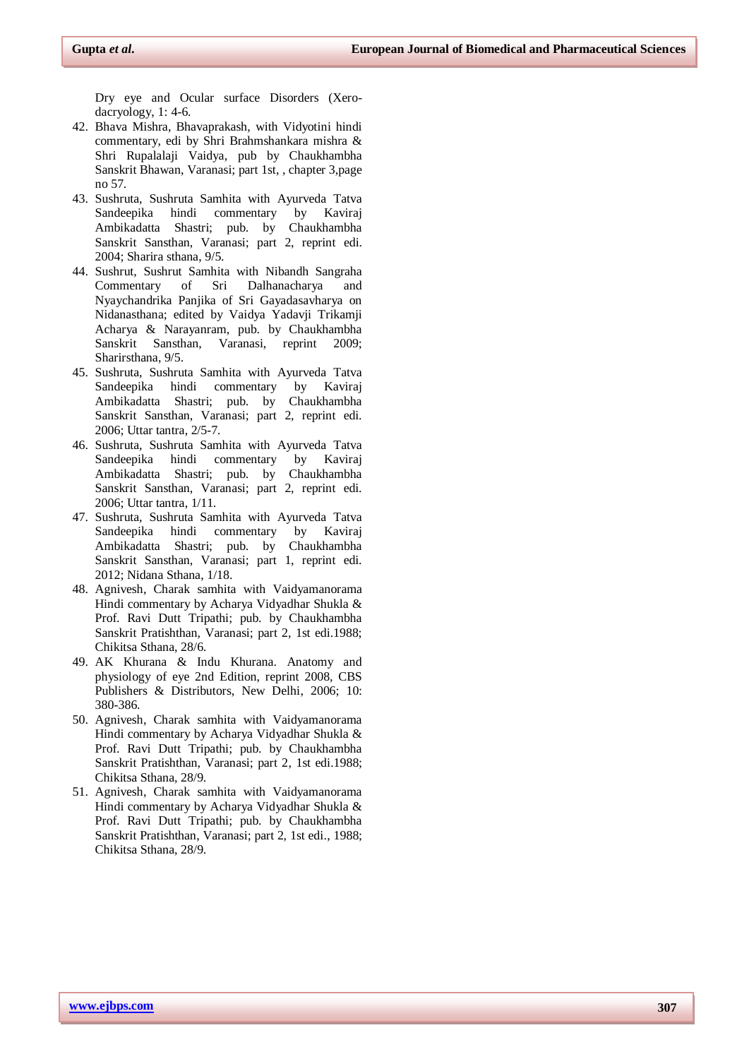Dry eye and Ocular surface Disorders (Xero-dacryology, 1: 4-6.

42. Bhava Mishra, Bhavaprakash, with Vidyotini hindi commentary, edi by Shri Brahmshankara mishra & Shri Rupalalaji Vaidya, pub by Chaukhambha Sanskrit Bhawan, Varanasi; part 1st, , chapter 3,page no 57.
43. Sushruta, Sushruta Samhita with Ayurveda Tatva Sandeepika hindi commentary by Kaviraj Ambikadatta Shastri; pub. by Chaukhambha Sanskrit Sansthan, Varanasi; part 2, reprint edi. 2004; Sharira sthana, 9/5.
44. Sushrut, Sushrut Samhita with Nibandh Sangraha Commentary of Sri Dalhanacharya and Nyaychandrika Panjika of Sri Gayadasavharya on Nidanasthana; edited by Vaidya Yadavji Trikamji Acharya & Narayanram, pub. by Chaukhambha Sanskrit Sansthan, Varanasi, reprint 2009; Sharirsthana, 9/5.
45. Sushruta, Sushruta Samhita with Ayurveda Tatva Sandeepika hindi commentary by Kaviraj Ambikadatta Shastri; pub. by Chaukhambha Sanskrit Sansthan, Varanasi; part 2, reprint edi. 2006; Uttar tantra, 2/5-7.
46. Sushruta, Sushruta Samhita with Ayurveda Tatva Sandeepika hindi commentary by Kaviraj Ambikadatta Shastri; pub. by Chaukhambha Sanskrit Sansthan, Varanasi; part 2, reprint edi. 2006; Uttar tantra, 1/11.
47. Sushruta, Sushruta Samhita with Ayurveda Tatva Sandeepika hindi commentary by Kaviraj Ambikadatta Shastri; pub. by Chaukhambha Sanskrit Sansthan, Varanasi; part 1, reprint edi. 2012; Nidana Sthana, 1/18.
48. Agnivesh, Charak samhita with Vaidyamanorama Hindi commentary by Acharya Vidyadhar Shukla & Prof. Ravi Dutt Tripathi; pub. by Chaukhambha Sanskrit Pratishthan, Varanasi; part 2, 1st edi.1988; Chikitsa Sthana, 28/6.
49. AK Khurana & Indu Khurana. Anatomy and physiology of eye 2nd Edition, reprint 2008, CBS Publishers & Distributors, New Delhi, 2006; 10: 380-386.
50. Agnivesh, Charak samhita with Vaidyamanorama Hindi commentary by Acharya Vidyadhar Shukla & Prof. Ravi Dutt Tripathi; pub. by Chaukhambha Sanskrit Pratishthan, Varanasi; part 2, 1st edi.1988; Chikitsa Sthana, 28/9.
51. Agnivesh, Charak samhita with Vaidyamanorama Hindi commentary by Acharya Vidyadhar Shukla & Prof. Ravi Dutt Tripathi; pub. by Chaukhambha Sanskrit Pratishthan, Varanasi; part 2, 1st edi., 1988; Chikitsa Sthana, 28/9.